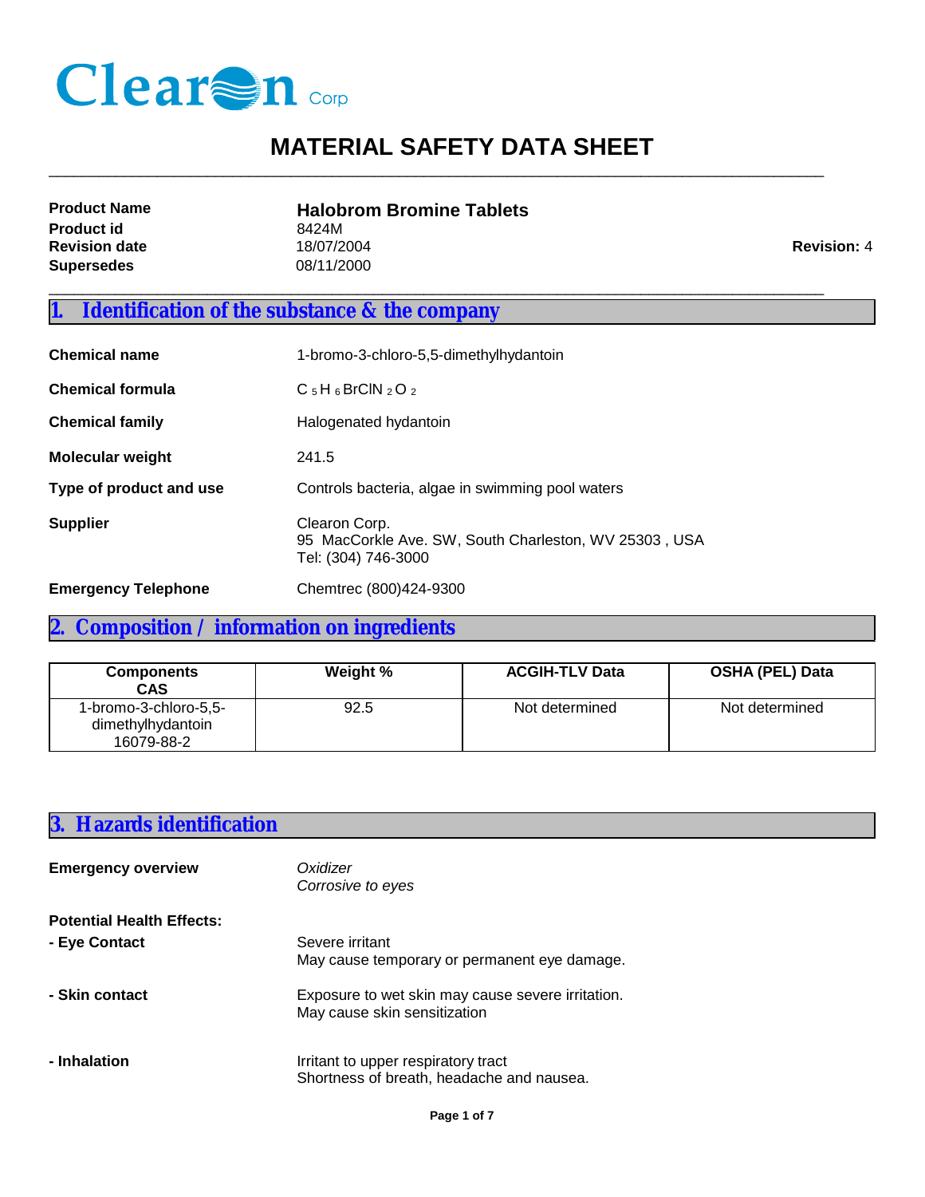Clearon Corp

# MATERIAL SAFETY DATA SHEET

| | | |
|---|---|---|
| **Product Name** | **Halobrom Bromine Tablets** | |
| **Product id** | 8424M | |
| **Revision date** | 18/07/2004 | **Revision:** 4 |
| **Supersedes** | 08/11/2000 | |

## 1. Identification of the substance & the company

**Chemical name** 1-bromo-3-chloro-5,5-dimethylhydantoin

**Chemical formula** $C_5H_6BrClN_2O_2$

**Chemical family** Halogenated hydantoin

**Molecular weight** 241.5

**Type of product and use** Controls bacteria, algae in swimming pool waters

**Supplier** Clearon Corp.
95 MacCorkle Ave. SW, South Charleston, WV 25303 , USA
Tel: (304) 746-3000

**Emergency Telephone** Chemtrec (800)424-9300

## 2. Composition / information on ingredients

| Components CAS | Weight % | ACGIH-TLV Data | OSHA (PEL) Data |
|---|---|---|---|
| 1-bromo-3-chloro-5,5-dimethylhydantoin 16079-88-2 | 92.5 | Not determined | Not determined |

## 3. Hazards identification

**Emergency overview** *Oxidizer*
*Corrosive to eyes*

**Potential Health Effects:**

**- Eye Contact** Severe irritant
May cause temporary or permanent eye damage.

**- Skin contact** Exposure to wet skin may cause severe irritation.
May cause skin sensitization

**- Inhalation** Irritant to upper respiratory tract
Shortness of breath, headache and nausea.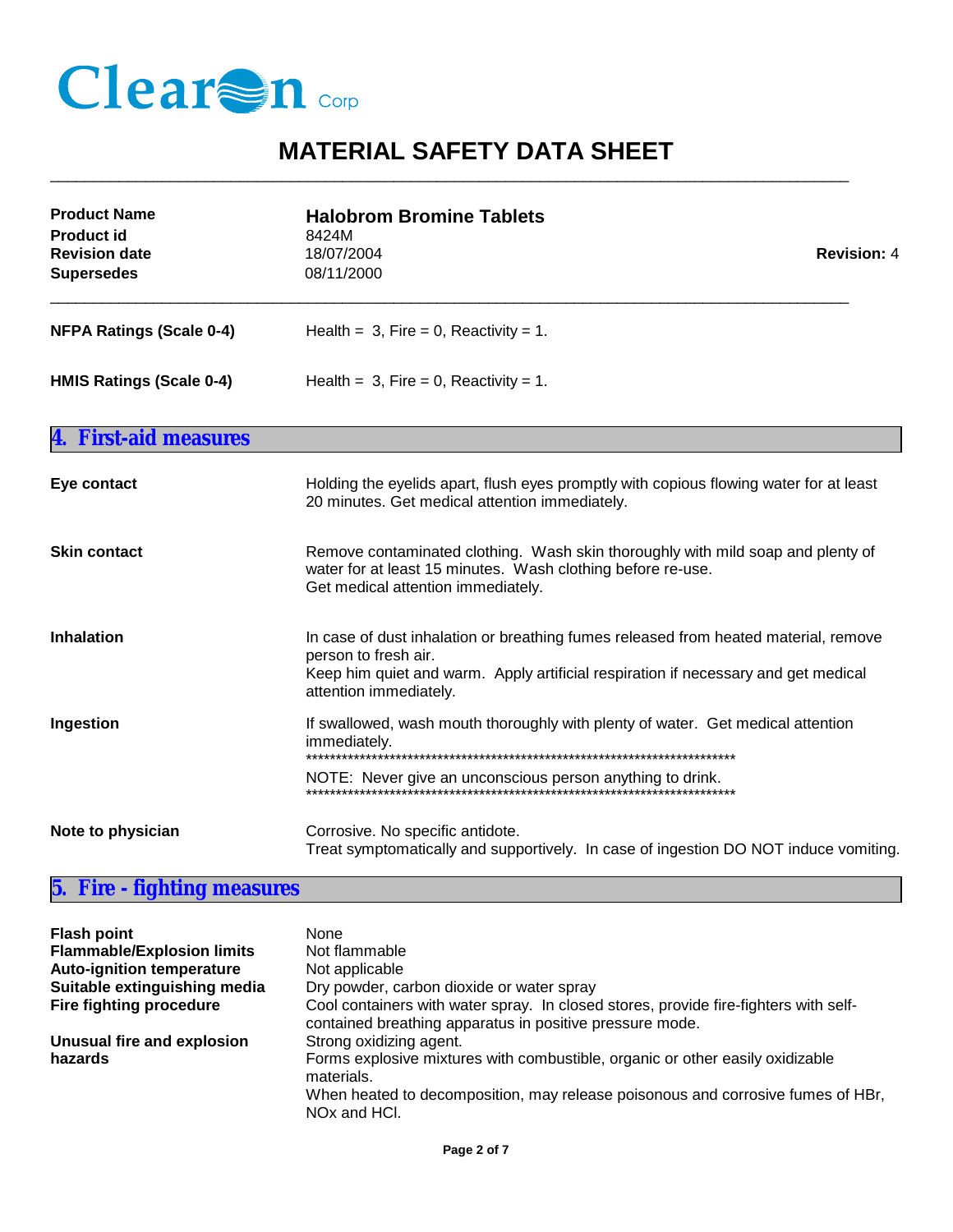ClearOn Corp

# MATERIAL SAFETY DATA SHEET

| | | |
|---|---|---|
| **Product Name** | **Halobrom Bromine Tablets** | |
| **Product id** | 8424M | |
| **Revision date** | 18/07/2004 | **Revision:** 4 |
| **Supersedes** | 08/11/2000 | |

**NFPA Ratings (Scale 0-4)** Health = 3, Fire = 0, Reactivity = 1.

**HMIS Ratings (Scale 0-4)** Health = 3, Fire = 0, Reactivity = 1.

## 4. First-aid measures

**Eye contact**
Holding the eyelids apart, flush eyes promptly with copious flowing water for at least 20 minutes. Get medical attention immediately.

**Skin contact**
Remove contaminated clothing. Wash skin thoroughly with mild soap and plenty of water for at least 15 minutes. Wash clothing before re-use.
Get medical attention immediately.

**Inhalation**
In case of dust inhalation or breathing fumes released from heated material, remove person to fresh air.
Keep him quiet and warm. Apply artificial respiration if necessary and get medical attention immediately.

**Ingestion**
If swallowed, wash mouth thoroughly with plenty of water. Get medical attention immediately.

***************************************************************************

NOTE: Never give an unconscious person anything to drink.

***************************************************************************

**Note to physician**
Corrosive. No specific antidote.
Treat symptomatically and supportively. In case of ingestion DO NOT induce vomiting.

## 5. Fire - fighting measures

**Flash point** None
**Flammable/Explosion limits** Not flammable
**Auto-ignition temperature** Not applicable
**Suitable extinguishing media** Dry powder, carbon dioxide or water spray
**Fire fighting procedure** Cool containers with water spray. In closed stores, provide fire-fighters with self-contained breathing apparatus in positive pressure mode.

**Unusual fire and explosion hazards**
Strong oxidizing agent.
Forms explosive mixtures with combustible, organic or other easily oxidizable materials.
When heated to decomposition, may release poisonous and corrosive fumes of HBr, $NO_x$ and HCl.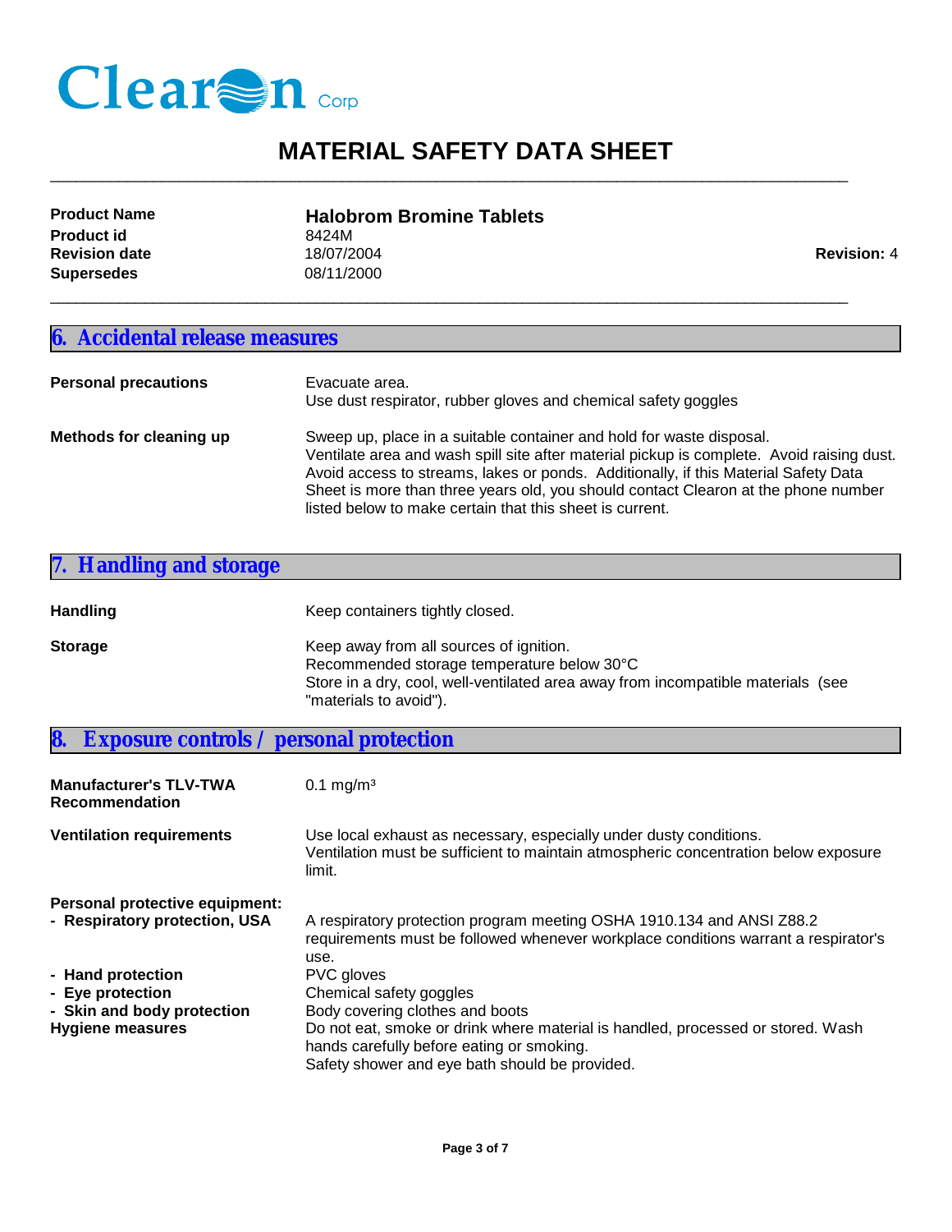# MATERIAL SAFETY DATA SHEET

| | | |
|---|---|---|
| **Product Name** | **Halobrom Bromine Tablets** | |
| **Product id** | 8424M | |
| **Revision date** | 18/07/2004 | **Revision:** 4 |
| **Supersedes** | 08/11/2000 | |

## 6. Accidental release measures

**Personal precautions**

Evacuate area.
Use dust respirator, rubber gloves and chemical safety goggles

**Methods for cleaning up**

Sweep up, place in a suitable container and hold for waste disposal.
Ventilate area and wash spill site after material pickup is complete. Avoid raising dust.
Avoid access to streams, lakes or ponds. Additionally, if this Material Safety Data Sheet is more than three years old, you should contact Clearon at the phone number listed below to make certain that this sheet is current.

## 7. Handling and storage

**Handling**

Keep containers tightly closed.

**Storage**

Keep away from all sources of ignition.
Recommended storage temperature below 30°C
Store in a dry, cool, well-ventilated area away from incompatible materials (see "materials to avoid").

## 8. Exposure controls / personal protection

**Manufacturer's TLV-TWA Recommendation**

0.1 mg/m³

**Ventilation requirements**

Use local exhaust as necessary, especially under dusty conditions.
Ventilation must be sufficient to maintain atmospheric concentration below exposure limit.

**Personal protective equipment:**

- **Respiratory protection, USA**: A respiratory protection program meeting OSHA 1910.134 and ANSI Z88.2 requirements must be followed whenever workplace conditions warrant a respirator's use.
- **Hand protection**: PVC gloves
- **Eye protection**: Chemical safety goggles
- **Skin and body protection**: Body covering clothes and boots

**Hygiene measures**

Do not eat, smoke or drink where material is handled, processed or stored. Wash hands carefully before eating or smoking.
Safety shower and eye bath should be provided.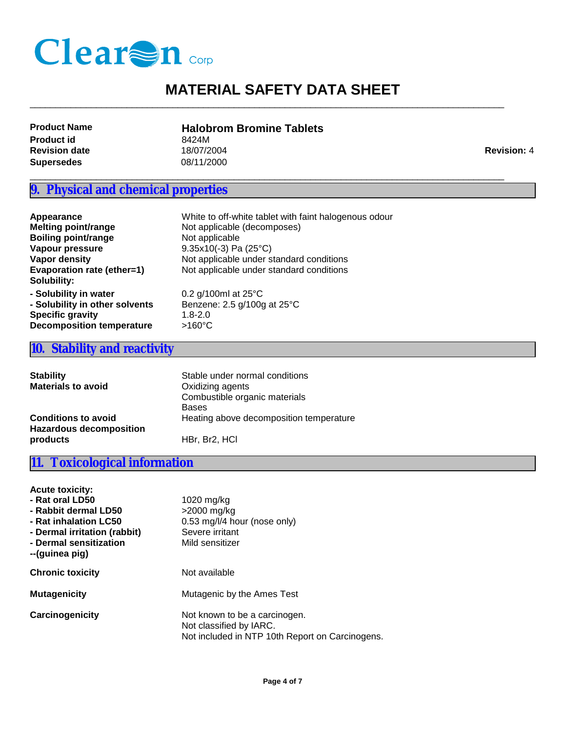Clearon Corp

# MATERIAL SAFETY DATA SHEET

| | | |
|---|---|---|
| **Product Name** | **Halobrom Bromine Tablets** | |
| **Product id** | 8424M | |
| **Revision date** | 18/07/2004 | **Revision:** 4 |
| **Supersedes** | 08/11/2000 | |

## 9. Physical and chemical properties

| | |
|---|---|
| **Appearance** | White to off-white tablet with faint halogenous odour |
| **Melting point/range** | Not applicable (decomposes) |
| **Boiling point/range** | Not applicable |
| **Vapour pressure** | 9.35x10(-3) Pa (25°C) |
| **Vapor density** | Not applicable under standard conditions |
| **Evaporation rate (ether=1)** | Not applicable under standard conditions |
| **Solubility:** | |
| **- Solubility in water** | 0.2 g/100ml at 25°C |
| **- Solubility in other solvents** | Benzene: 2.5 g/100g at 25°C |
| **Specific gravity** | 1.8-2.0 |
| **Decomposition temperature** | >160°C |

## 10. Stability and reactivity

| | |
|---|---|
| **Stability** | Stable under normal conditions |
| **Materials to avoid** | Oxidizing agents<br>Combustible organic materials<br>Bases |
| **Conditions to avoid** | Heating above decomposition temperature |
| **Hazardous decomposition products** | HBr, $Br_2$, HCl |

## 11. Toxicological information

| | |
|---|---|
| **Acute toxicity:** | |
| **- Rat oral LD50** | 1020 mg/kg |
| **- Rabbit dermal LD50** | >2000 mg/kg |
| **- Rat inhalation LC50** | 0.53 mg/l/4 hour (nose only) |
| **- Dermal irritation (rabbit)** | Severe irritant |
| **- Dermal sensitization --(guinea pig)** | Mild sensitizer |
| **Chronic toxicity** | Not available |
| **Mutagenicity** | Mutagenic by the Ames Test |
| **Carcinogenicity** | Not known to be a carcinogen.<br>Not classified by IARC.<br>Not included in NTP 10th Report on Carcinogens. |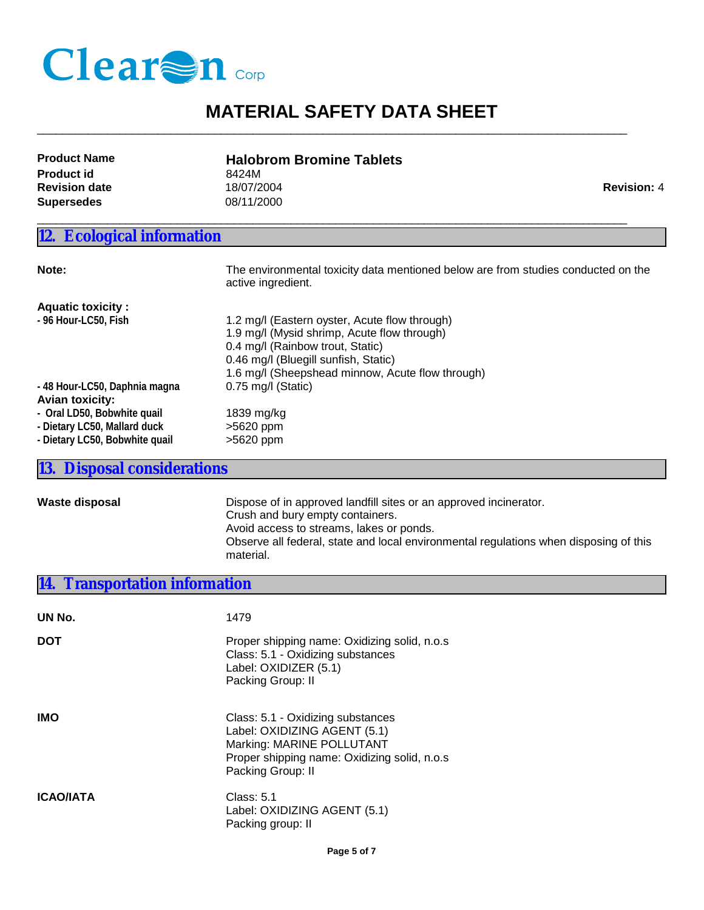# MATERIAL SAFETY DATA SHEET

| | | |
|---|---|---|
| **Product Name** | **Halobrom Bromine Tablets** | |
| **Product id** | 8424M | |
| **Revision date** | 18/07/2004 | **Revision:** 4 |
| **Supersedes** | 08/11/2000 | |

## 12. Ecological information

**Note:** The environmental toxicity data mentioned below are from studies conducted on the active ingredient.

**Aquatic toxicity :**

| | |
|---|---|
| **- 96 Hour-LC50, Fish** | 1.2 mg/l (Eastern oyster, Acute flow through)<br>1.9 mg/l (Mysid shrimp, Acute flow through)<br>0.4 mg/l (Rainbow trout, Static)<br>0.46 mg/l (Bluegill sunfish, Static)<br>1.6 mg/l (Sheepshead minnow, Acute flow through) |
| **- 48 Hour-LC50, Daphnia magna** | 0.75 mg/l (Static) |

**Avian toxicity:**

| | |
|---|---|
| **- Oral LD50, Bobwhite quail** | 1839 mg/kg |
| **- Dietary LC50, Mallard duck** | >5620 ppm |
| **- Dietary LC50, Bobwhite quail** | >5620 ppm |

## 13. Disposal considerations

**Waste disposal**

Dispose of in approved landfill sites or an approved incinerator.
Crush and bury empty containers.
Avoid access to streams, lakes or ponds.
Observe all federal, state and local environmental regulations when disposing of this material.

## 14. Transportation information

**UN No.** 1479

**DOT**

Proper shipping name: Oxidizing solid, n.o.s
Class: 5.1 - Oxidizing substances
Label: OXIDIZER (5.1)
Packing Group: II

**IMO**

Class: 5.1 - Oxidizing substances
Label: OXIDIZING AGENT (5.1)
Marking: MARINE POLLUTANT
Proper shipping name: Oxidizing solid, n.o.s
Packing Group: II

**ICAO/IATA**

Class: 5.1
Label: OXIDIZING AGENT (5.1)
Packing group: II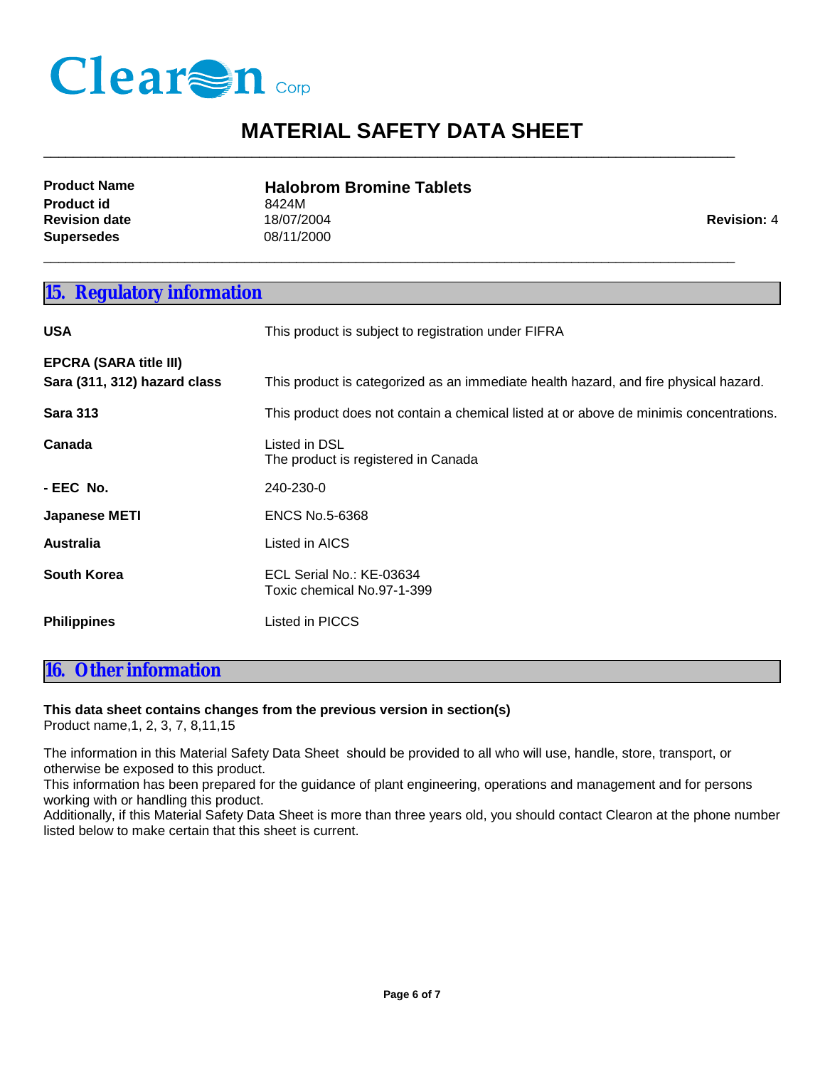Clearon Corp

# MATERIAL SAFETY DATA SHEET

| | | |
|---|---|---|
| **Product Name** | **Halobrom Bromine Tablets** | |
| **Product id** | 8424M | |
| **Revision date** | 18/07/2004 | **Revision:** 4 |
| **Supersedes** | 08/11/2000 | |

## 15. Regulatory information

| | |
|---|---|
| **USA** | This product is subject to registration under FIFRA |
| **EPCRA (SARA title III)** | |
| **Sara (311, 312) hazard class** | This product is categorized as an immediate health hazard, and fire physical hazard. |
| **Sara 313** | This product does not contain a chemical listed at or above de minimis concentrations. |
| **Canada** | Listed in DSL<br>The product is registered in Canada |
| **- EEC No.** | 240-230-0 |
| **Japanese METI** | ENCS No.5-6368 |
| **Australia** | Listed in AICS |
| **South Korea** | ECL Serial No.: KE-03634<br>Toxic chemical No.97-1-399 |
| **Philippines** | Listed in PICCS |

## 16. Other information

**This data sheet contains changes from the previous version in section(s)**
Product name,1, 2, 3, 7, 8,11,15

The information in this Material Safety Data Sheet should be provided to all who will use, handle, store, transport, or otherwise be exposed to this product.
This information has been prepared for the guidance of plant engineering, operations and management and for persons working with or handling this product.
Additionally, if this Material Safety Data Sheet is more than three years old, you should contact Clearon at the phone number listed below to make certain that this sheet is current.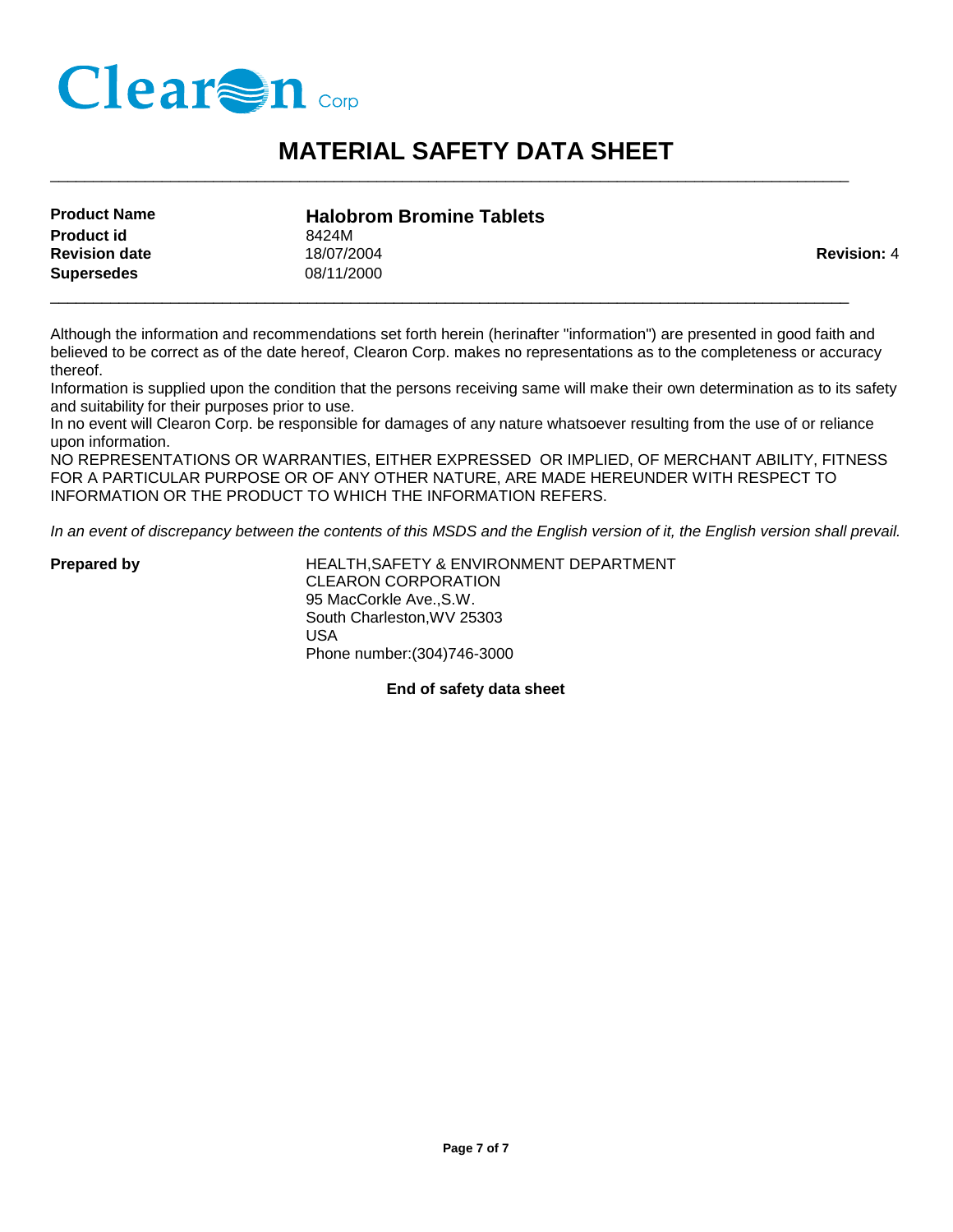Clearon Corp

# MATERIAL SAFETY DATA SHEET

| | | |
|---|---|---|
| **Product Name** | **Halobrom Bromine Tablets** | |
| **Product id** | 8424M | |
| **Revision date** | 18/07/2004 | **Revision:** 4 |
| **Supersedes** | 08/11/2000 | |

Although the information and recommendations set forth herein (herinafter "information") are presented in good faith and believed to be correct as of the date hereof, Clearon Corp. makes no representations as to the completeness or accuracy thereof.
Information is supplied upon the condition that the persons receiving same will make their own determination as to its safety and suitability for their purposes prior to use.
In no event will Clearon Corp. be responsible for damages of any nature whatsoever resulting from the use of or reliance upon information.
NO REPRESENTATIONS OR WARRANTIES, EITHER EXPRESSED OR IMPLIED, OF MERCHANT ABILITY, FITNESS FOR A PARTICULAR PURPOSE OR OF ANY OTHER NATURE, ARE MADE HEREUNDER WITH RESPECT TO INFORMATION OR THE PRODUCT TO WHICH THE INFORMATION REFERS.

*In an event of discrepancy between the contents of this MSDS and the English version of it, the English version shall prevail.*

**Prepared by**

HEALTH,SAFETY & ENVIRONMENT DEPARTMENT
CLEARON CORPORATION
95 MacCorkle Ave.,S.W.
South Charleston,WV 25303
USA
Phone number:(304)746-3000

**End of safety data sheet**